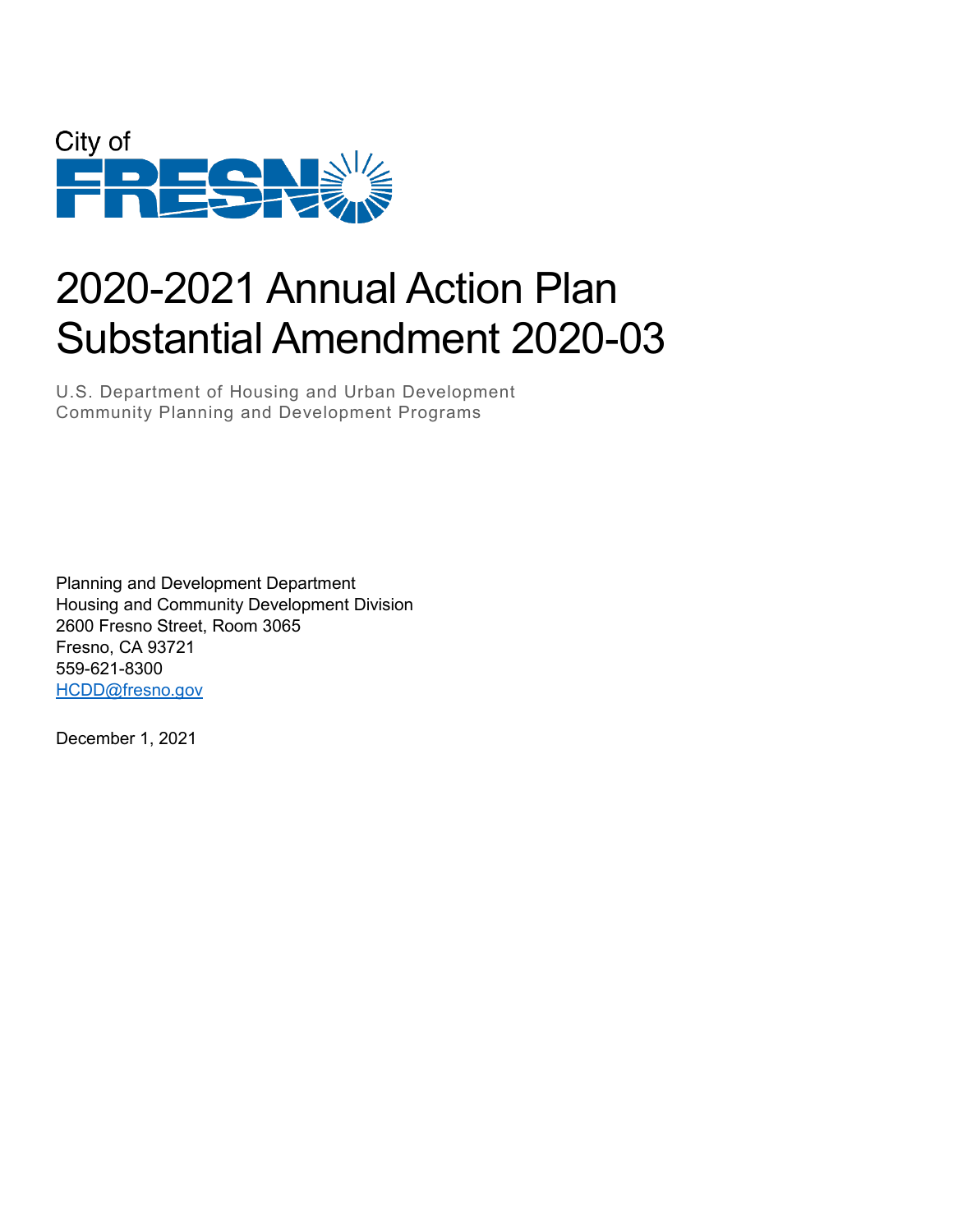City of FRESNO

# 2020-2021 Annual Action Plan Substantial Amendment 2020-03

U.S. Department of Housing and Urban Development
Community Planning and Development Programs

Planning and Development Department
Housing and Community Development Division
2600 Fresno Street, Room 3065
Fresno, CA 93721
559-621-8300
HCDD@fresno.gov

December 1, 2021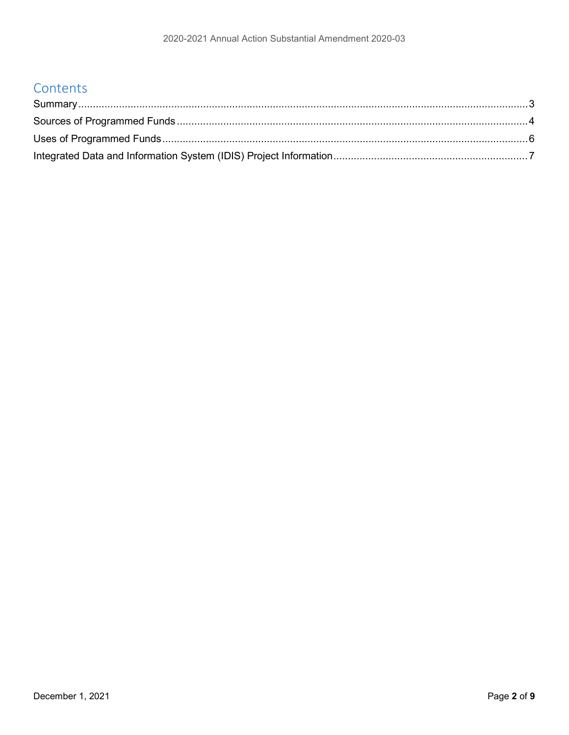# Contents

Summary.....3

Sources of Programmed Funds.....4

Uses of Programmed Funds.....6

Integrated Data and Information System (IDIS) Project Information.....7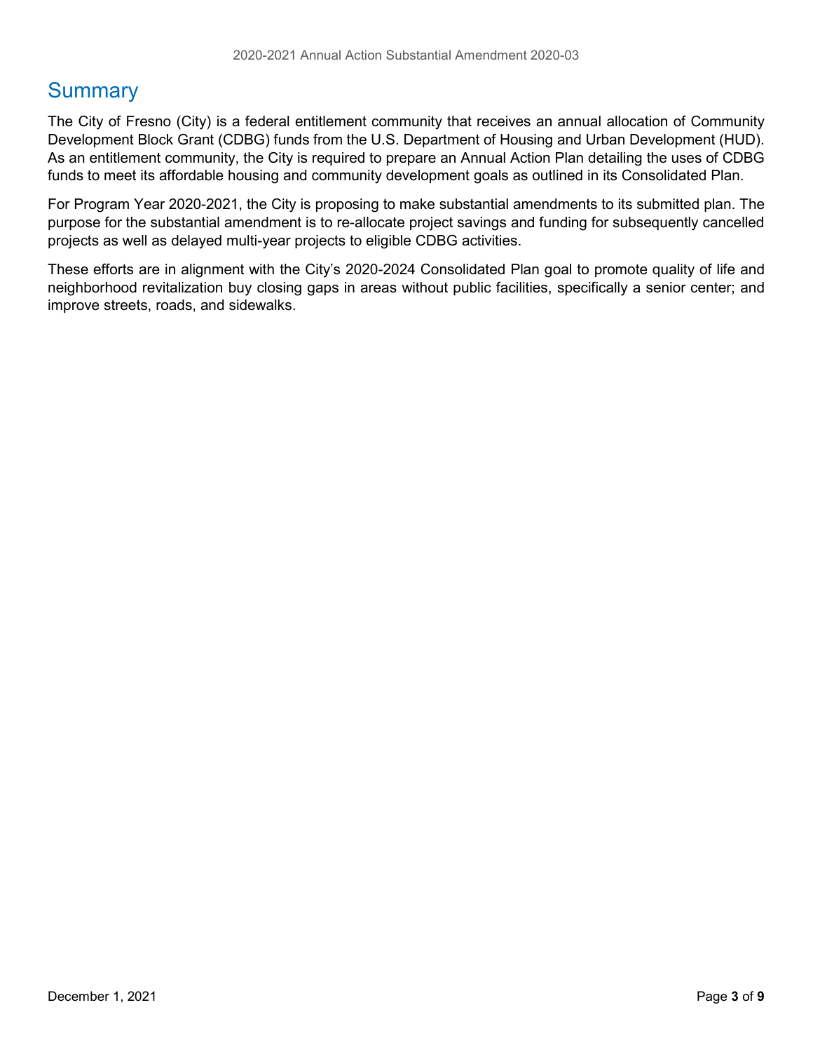# Summary

The City of Fresno (City) is a federal entitlement community that receives an annual allocation of Community Development Block Grant (CDBG) funds from the U.S. Department of Housing and Urban Development (HUD). As an entitlement community, the City is required to prepare an Annual Action Plan detailing the uses of CDBG funds to meet its affordable housing and community development goals as outlined in its Consolidated Plan.

For Program Year 2020-2021, the City is proposing to make substantial amendments to its submitted plan. The purpose for the substantial amendment is to re-allocate project savings and funding for subsequently cancelled projects as well as delayed multi-year projects to eligible CDBG activities.

These efforts are in alignment with the City's 2020-2024 Consolidated Plan goal to promote quality of life and neighborhood revitalization buy closing gaps in areas without public facilities, specifically a senior center; and improve streets, roads, and sidewalks.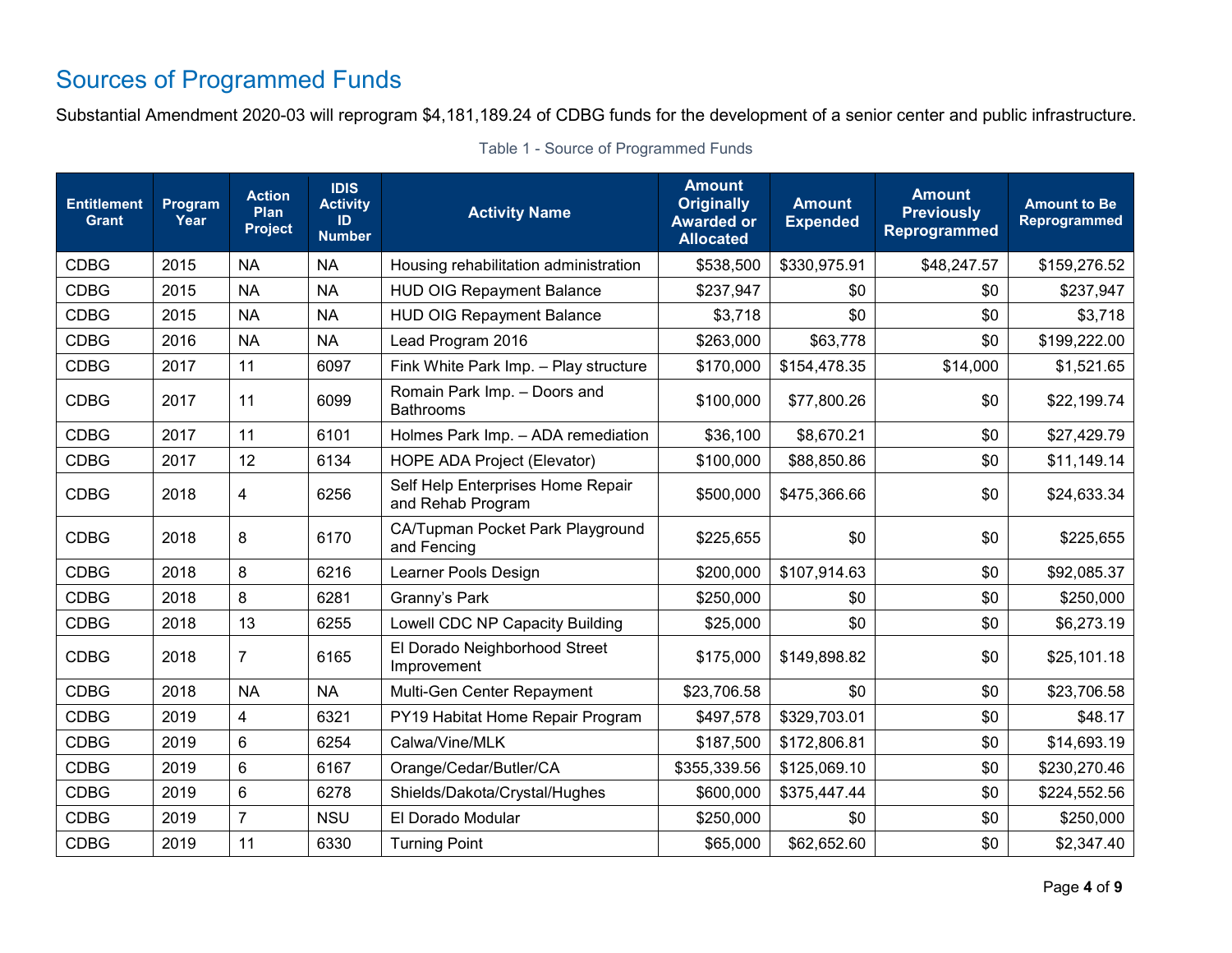## Sources of Programmed Funds

Substantial Amendment 2020-03 will reprogram $4,181,189.24 of CDBG funds for the development of a senior center and public infrastructure.

Table 1 - Source of Programmed Funds

| Entitlement Grant | Program Year | Action Plan Project | IDIS Activity ID Number | Activity Name | Amount Originally Awarded or Allocated | Amount Expended | Amount Previously Reprogrammed | Amount to Be Reprogrammed |
|---|---|---|---|---|---|---|---|---|
| CDBG | 2015 | NA | NA | Housing rehabilitation administration | $538,500 | $330,975.91 | $48,247.57 | $159,276.52 |
| CDBG | 2015 | NA | NA | HUD OIG Repayment Balance | $237,947 | $0 | $0 | $237,947 |
| CDBG | 2015 | NA | NA | HUD OIG Repayment Balance | $3,718 | $0 | $0 | $3,718 |
| CDBG | 2016 | NA | NA | Lead Program 2016 | $263,000 | $63,778 | $0 | $199,222.00 |
| CDBG | 2017 | 11 | 6097 | Fink White Park Imp. – Play structure | $170,000 | $154,478.35 | $14,000 | $1,521.65 |
| CDBG | 2017 | 11 | 6099 | Romain Park Imp. – Doors and Bathrooms | $100,000 | $77,800.26 | $0 | $22,199.74 |
| CDBG | 2017 | 11 | 6101 | Holmes Park Imp. – ADA remediation | $36,100 | $8,670.21 | $0 | $27,429.79 |
| CDBG | 2017 | 12 | 6134 | HOPE ADA Project (Elevator) | $100,000 | $88,850.86 | $0 | $11,149.14 |
| CDBG | 2018 | 4 | 6256 | Self Help Enterprises Home Repair and Rehab Program | $500,000 | $475,366.66 | $0 | $24,633.34 |
| CDBG | 2018 | 8 | 6170 | CA/Tupman Pocket Park Playground and Fencing | $225,655 | $0 | $0 | $225,655 |
| CDBG | 2018 | 8 | 6216 | Learner Pools Design | $200,000 | $107,914.63 | $0 | $92,085.37 |
| CDBG | 2018 | 8 | 6281 | Granny's Park | $250,000 | $0 | $0 | $250,000 |
| CDBG | 2018 | 13 | 6255 | Lowell CDC NP Capacity Building | $25,000 | $0 | $0 | $6,273.19 |
| CDBG | 2018 | 7 | 6165 | El Dorado Neighborhood Street Improvement | $175,000 | $149,898.82 | $0 | $25,101.18 |
| CDBG | 2018 | NA | NA | Multi-Gen Center Repayment | $23,706.58 | $0 | $0 | $23,706.58 |
| CDBG | 2019 | 4 | 6321 | PY19 Habitat Home Repair Program | $497,578 | $329,703.01 | $0 | $48.17 |
| CDBG | 2019 | 6 | 6254 | Calwa/Vine/MLK | $187,500 | $172,806.81 | $0 | $14,693.19 |
| CDBG | 2019 | 6 | 6167 | Orange/Cedar/Butler/CA | $355,339.56 | $125,069.10 | $0 | $230,270.46 |
| CDBG | 2019 | 6 | 6278 | Shields/Dakota/Crystal/Hughes | $600,000 | $375,447.44 | $0 | $224,552.56 |
| CDBG | 2019 | 7 | NSU | El Dorado Modular | $250,000 | $0 | $0 | $250,000 |
| CDBG | 2019 | 11 | 6330 | Turning Point | $65,000 | $62,652.60 | $0 | $2,347.40 |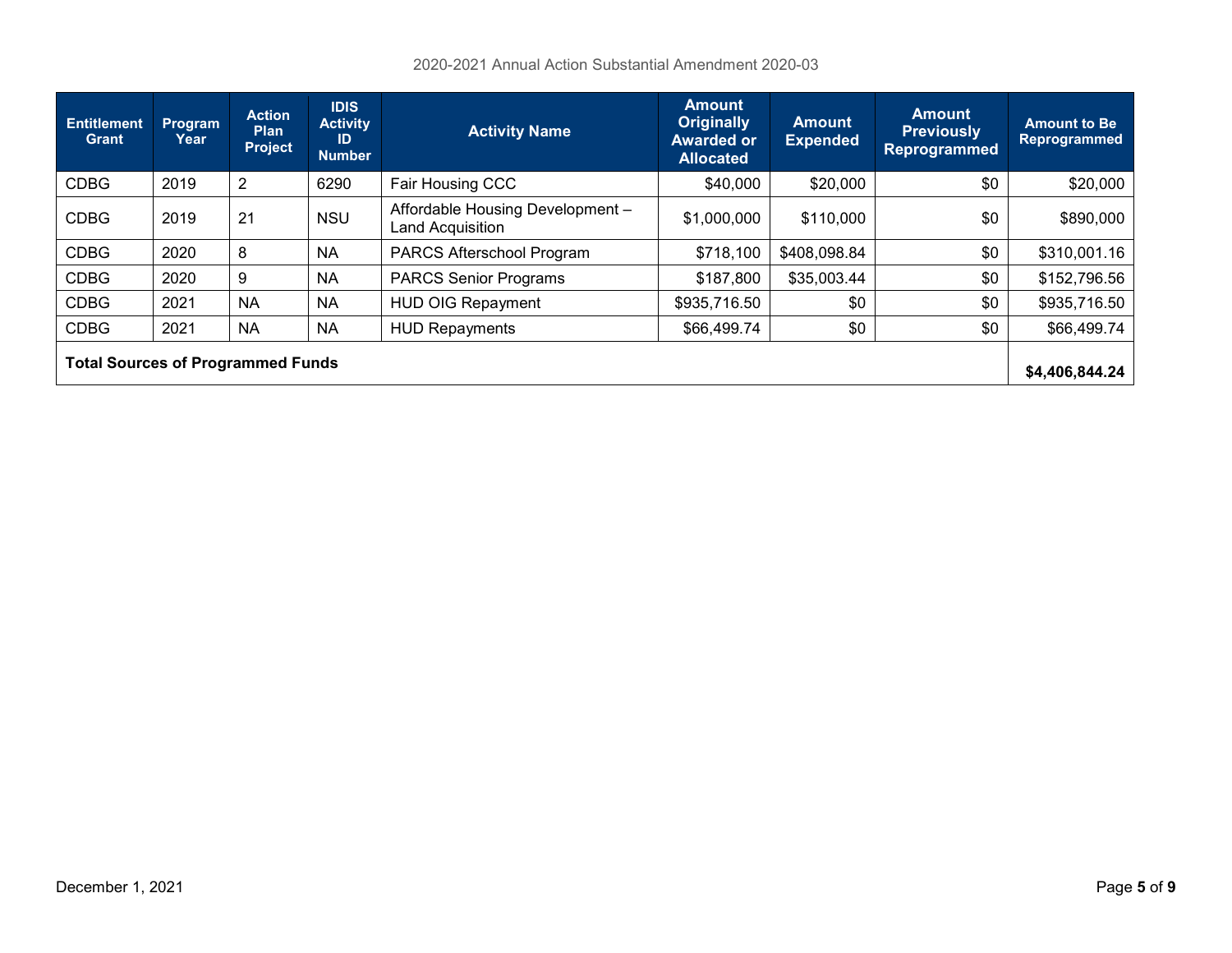| Entitlement Grant | Program Year | Action Plan Project | IDIS Activity ID Number | Activity Name | Amount Originally Awarded or Allocated | Amount Expended | Amount Previously Reprogrammed | Amount to Be Reprogrammed |
|---|---|---|---|---|---|---|---|---|
| CDBG | 2019 | 2 | 6290 | Fair Housing CCC | $40,000 | $20,000 | $0 | $20,000 |
| CDBG | 2019 | 21 | NSU | Affordable Housing Development – Land Acquisition | $1,000,000 | $110,000 | $0 | $890,000 |
| CDBG | 2020 | 8 | NA | PARCS Afterschool Program | $718,100 | $408,098.84 | $0 | $310,001.16 |
| CDBG | 2020 | 9 | NA | PARCS Senior Programs | $187,800 | $35,003.44 | $0 | $152,796.56 |
| CDBG | 2021 | NA | NA | HUD OIG Repayment | $935,716.50 | $0 | $0 | $935,716.50 |
| CDBG | 2021 | NA | NA | HUD Repayments | $66,499.74 | $0 | $0 | $66,499.74 |
| **Total Sources of Programmed Funds** | | | | | | | | **$4,406,844.24** |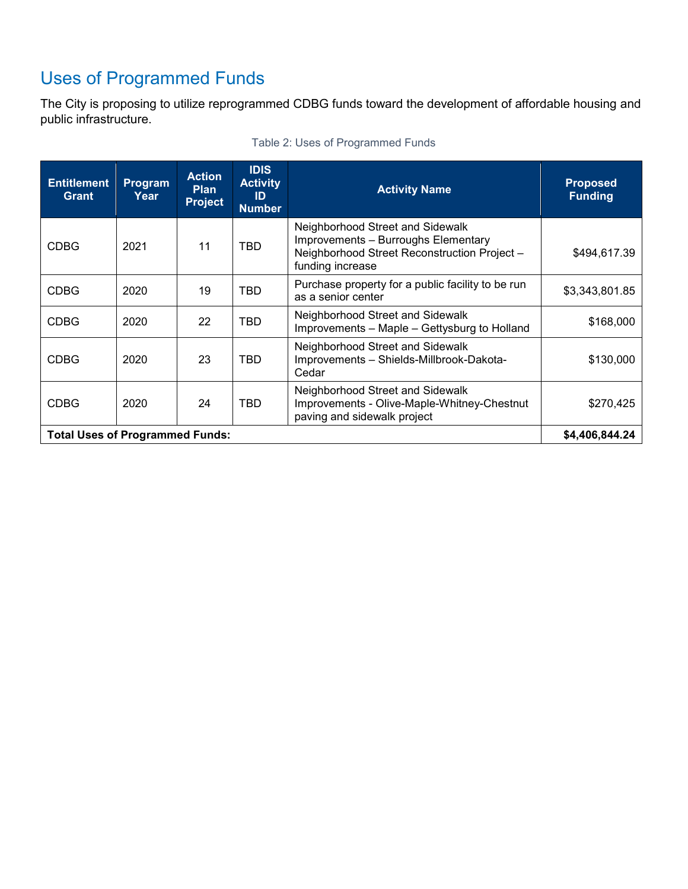## Uses of Programmed Funds

The City is proposing to utilize reprogrammed CDBG funds toward the development of affordable housing and public infrastructure.

Table 2: Uses of Programmed Funds

| Entitlement Grant | Program Year | Action Plan Project | IDIS Activity ID Number | Activity Name | Proposed Funding |
|---|---|---|---|---|---|
| CDBG | 2021 | 11 | TBD | Neighborhood Street and Sidewalk Improvements – Burroughs Elementary Neighborhood Street Reconstruction Project – funding increase | $494,617.39 |
| CDBG | 2020 | 19 | TBD | Purchase property for a public facility to be run as a senior center | $3,343,801.85 |
| CDBG | 2020 | 22 | TBD | Neighborhood Street and Sidewalk Improvements – Maple – Gettysburg to Holland | $168,000 |
| CDBG | 2020 | 23 | TBD | Neighborhood Street and Sidewalk Improvements – Shields-Millbrook-Dakota-Cedar | $130,000 |
| CDBG | 2020 | 24 | TBD | Neighborhood Street and Sidewalk Improvements - Olive-Maple-Whitney-Chestnut paving and sidewalk project | $270,425 |
| **Total Uses of Programmed Funds:** | | | | | **$4,406,844.24** |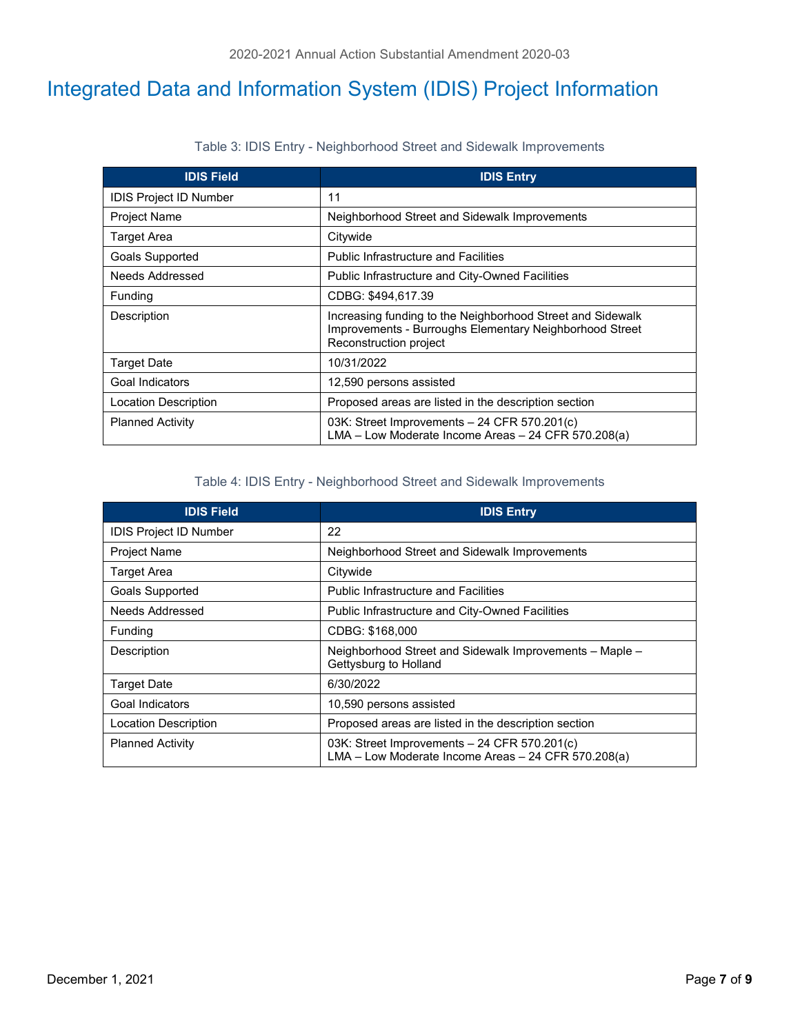# Integrated Data and Information System (IDIS) Project Information

Table 3: IDIS Entry - Neighborhood Street and Sidewalk Improvements

| IDIS Field | IDIS Entry |
|---|---|
| IDIS Project ID Number | 11 |
| Project Name | Neighborhood Street and Sidewalk Improvements |
| Target Area | Citywide |
| Goals Supported | Public Infrastructure and Facilities |
| Needs Addressed | Public Infrastructure and City-Owned Facilities |
| Funding | CDBG: $494,617.39 |
| Description | Increasing funding to the Neighborhood Street and Sidewalk Improvements - Burroughs Elementary Neighborhood Street Reconstruction project |
| Target Date | 10/31/2022 |
| Goal Indicators | 12,590 persons assisted |
| Location Description | Proposed areas are listed in the description section |
| Planned Activity | 03K: Street Improvements – 24 CFR 570.201(c)<br>LMA – Low Moderate Income Areas – 24 CFR 570.208(a) |

Table 4: IDIS Entry - Neighborhood Street and Sidewalk Improvements

| IDIS Field | IDIS Entry |
|---|---|
| IDIS Project ID Number | 22 |
| Project Name | Neighborhood Street and Sidewalk Improvements |
| Target Area | Citywide |
| Goals Supported | Public Infrastructure and Facilities |
| Needs Addressed | Public Infrastructure and City-Owned Facilities |
| Funding | CDBG: $168,000 |
| Description | Neighborhood Street and Sidewalk Improvements – Maple – Gettysburg to Holland |
| Target Date | 6/30/2022 |
| Goal Indicators | 10,590 persons assisted |
| Location Description | Proposed areas are listed in the description section |
| Planned Activity | 03K: Street Improvements – 24 CFR 570.201(c)<br>LMA – Low Moderate Income Areas – 24 CFR 570.208(a) |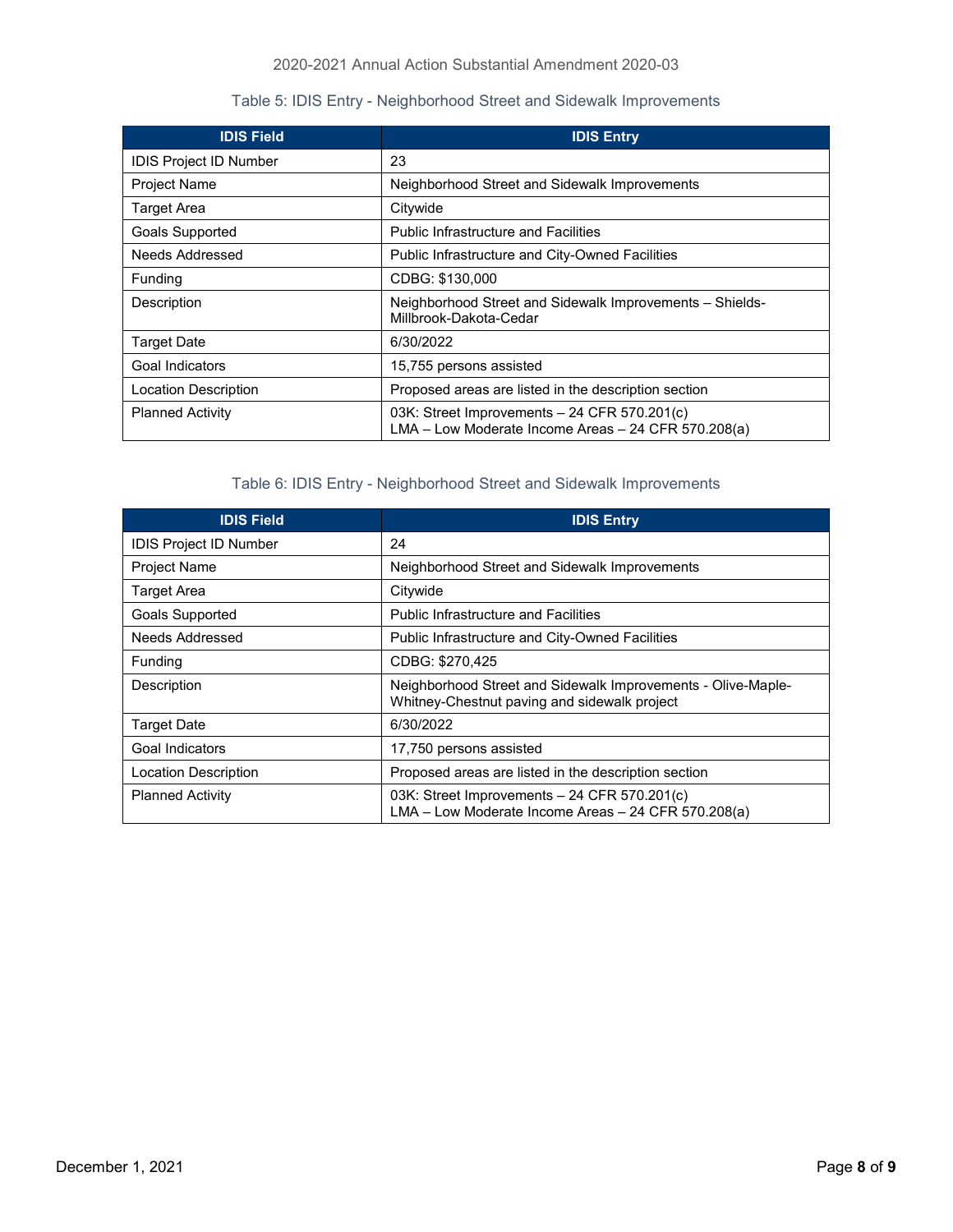Table 5: IDIS Entry - Neighborhood Street and Sidewalk Improvements

| IDIS Field | IDIS Entry |
|---|---|
| IDIS Project ID Number | 23 |
| Project Name | Neighborhood Street and Sidewalk Improvements |
| Target Area | Citywide |
| Goals Supported | Public Infrastructure and Facilities |
| Needs Addressed | Public Infrastructure and City-Owned Facilities |
| Funding | CDBG: $130,000 |
| Description | Neighborhood Street and Sidewalk Improvements – Shields-Millbrook-Dakota-Cedar |
| Target Date | 6/30/2022 |
| Goal Indicators | 15,755 persons assisted |
| Location Description | Proposed areas are listed in the description section |
| Planned Activity | 03K: Street Improvements – 24 CFR 570.201(c)<br>LMA – Low Moderate Income Areas – 24 CFR 570.208(a) |

Table 6: IDIS Entry - Neighborhood Street and Sidewalk Improvements

| IDIS Field | IDIS Entry |
|---|---|
| IDIS Project ID Number | 24 |
| Project Name | Neighborhood Street and Sidewalk Improvements |
| Target Area | Citywide |
| Goals Supported | Public Infrastructure and Facilities |
| Needs Addressed | Public Infrastructure and City-Owned Facilities |
| Funding | CDBG: $270,425 |
| Description | Neighborhood Street and Sidewalk Improvements - Olive-Maple-Whitney-Chestnut paving and sidewalk project |
| Target Date | 6/30/2022 |
| Goal Indicators | 17,750 persons assisted |
| Location Description | Proposed areas are listed in the description section |
| Planned Activity | 03K: Street Improvements – 24 CFR 570.201(c)<br>LMA – Low Moderate Income Areas – 24 CFR 570.208(a) |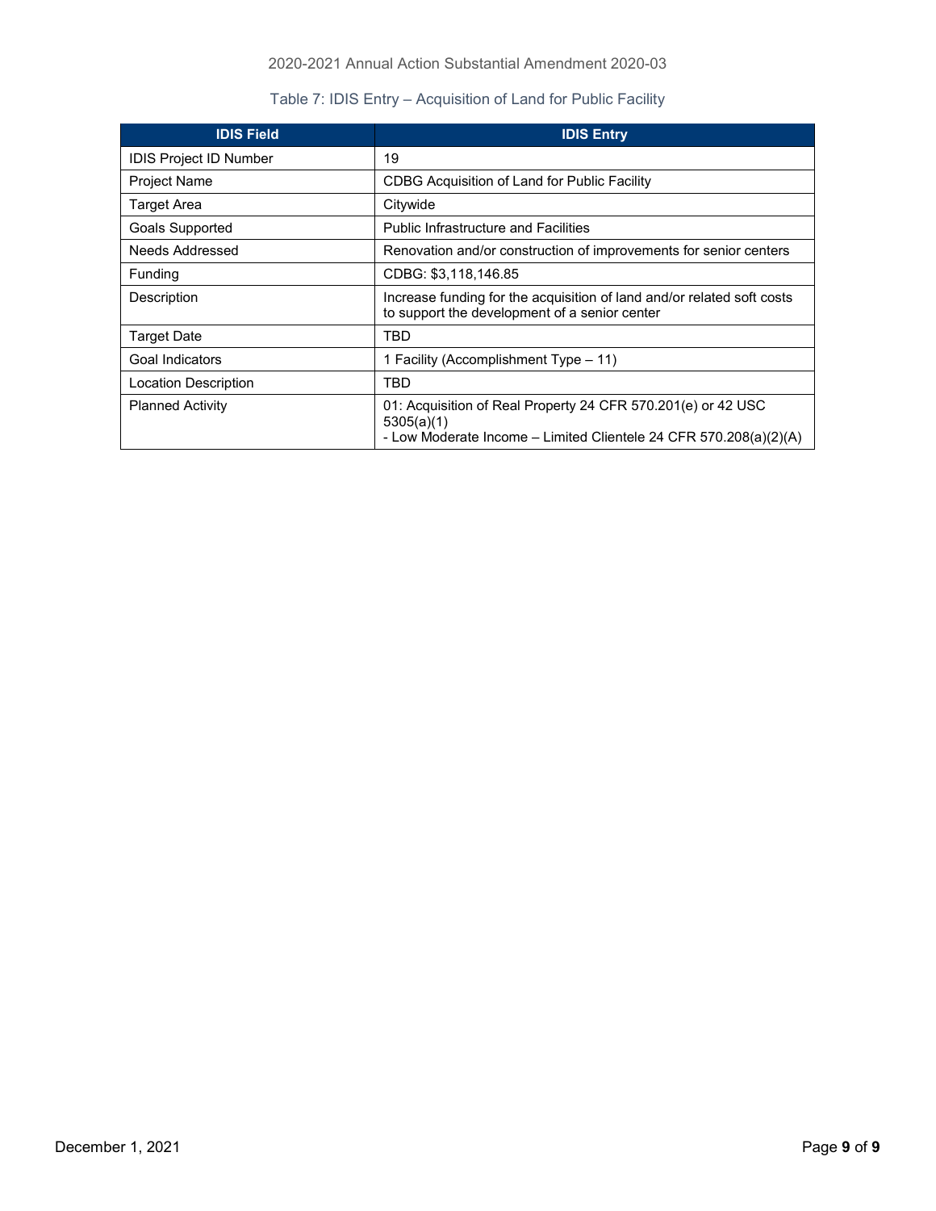Table 7: IDIS Entry – Acquisition of Land for Public Facility

| IDIS Field | IDIS Entry |
|---|---|
| IDIS Project ID Number | 19 |
| Project Name | CDBG Acquisition of Land for Public Facility |
| Target Area | Citywide |
| Goals Supported | Public Infrastructure and Facilities |
| Needs Addressed | Renovation and/or construction of improvements for senior centers |
| Funding | CDBG: $3,118,146.85 |
| Description | Increase funding for the acquisition of land and/or related soft costs to support the development of a senior center |
| Target Date | TBD |
| Goal Indicators | 1 Facility (Accomplishment Type – 11) |
| Location Description | TBD |
| Planned Activity | 01: Acquisition of Real Property 24 CFR 570.201(e) or 42 USC 5305(a)(1)<br>- Low Moderate Income – Limited Clientele 24 CFR 570.208(a)(2)(A) |